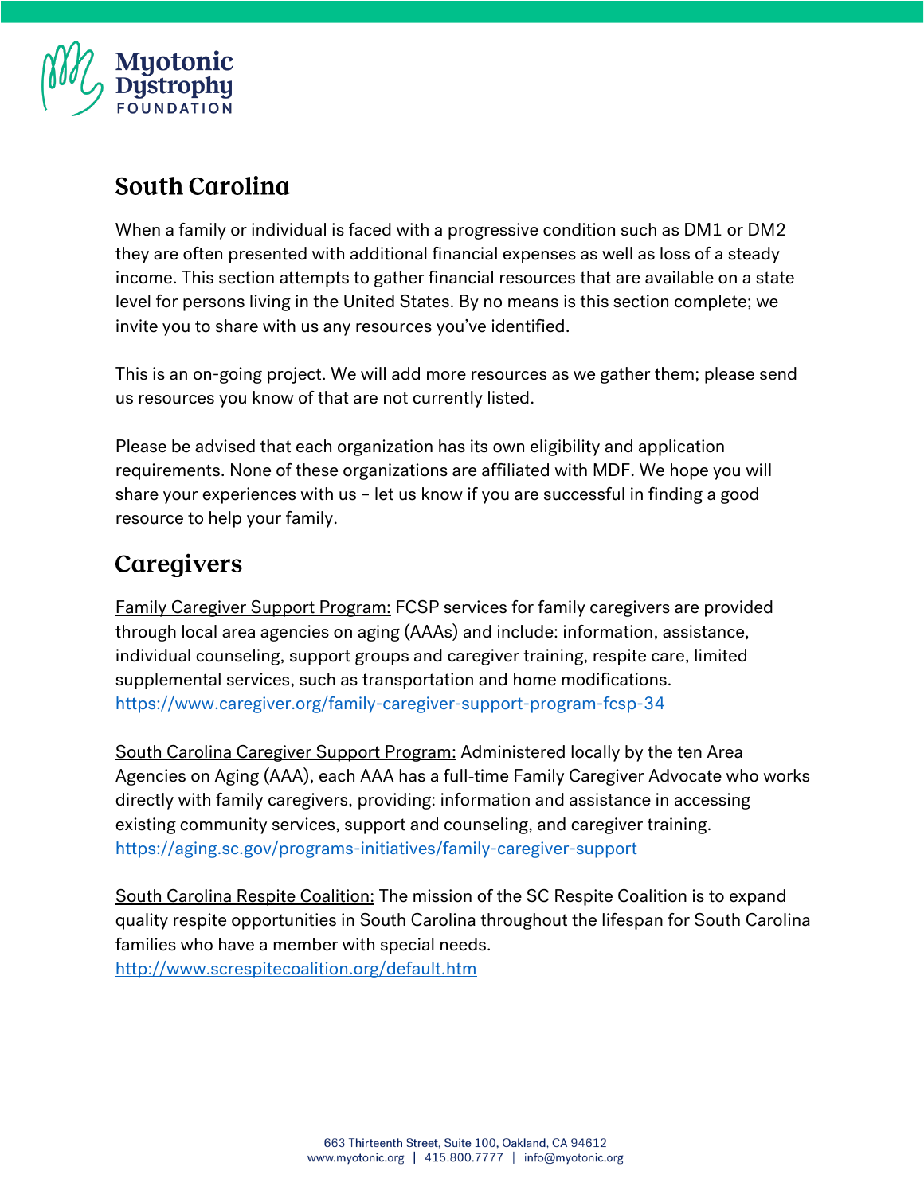# South Carolina

When a family or individual is faced with a progressive condition such as DM1 or DM2 they are often presented with additional financial expenses as well as loss of a steady income. This section attempts to gather financial resources that are available on a state level for persons living in the United States. By no means is this section complete; we invite you to share with us any resources you've identified.

This is an on-going project. We will add more resources as we gather them; please send us resources you know of that are not currently listed.

Please be advised that each organization has its own eligibility and application requirements. None of these organizations are affiliated with MDF. We hope you will share your experiences with us – let us know if you are successful in finding a good resource to help your family.

## Caregivers

Family Caregiver Support Program: FCSP services for family caregivers are provided through local area agencies on aging (AAAs) and include: information, assistance, individual counseling, support groups and caregiver training, respite care, limited supplemental services, such as transportation and home modifications.
https://www.caregiver.org/family-caregiver-support-program-fcsp-34

South Carolina Caregiver Support Program: Administered locally by the ten Area Agencies on Aging (AAA), each AAA has a full-time Family Caregiver Advocate who works directly with family caregivers, providing: information and assistance in accessing existing community services, support and counseling, and caregiver training.
https://aging.sc.gov/programs-initiatives/family-caregiver-support

South Carolina Respite Coalition: The mission of the SC Respite Coalition is to expand quality respite opportunities in South Carolina throughout the lifespan for South Carolina families who have a member with special needs.
http://www.screspitecoalition.org/default.htm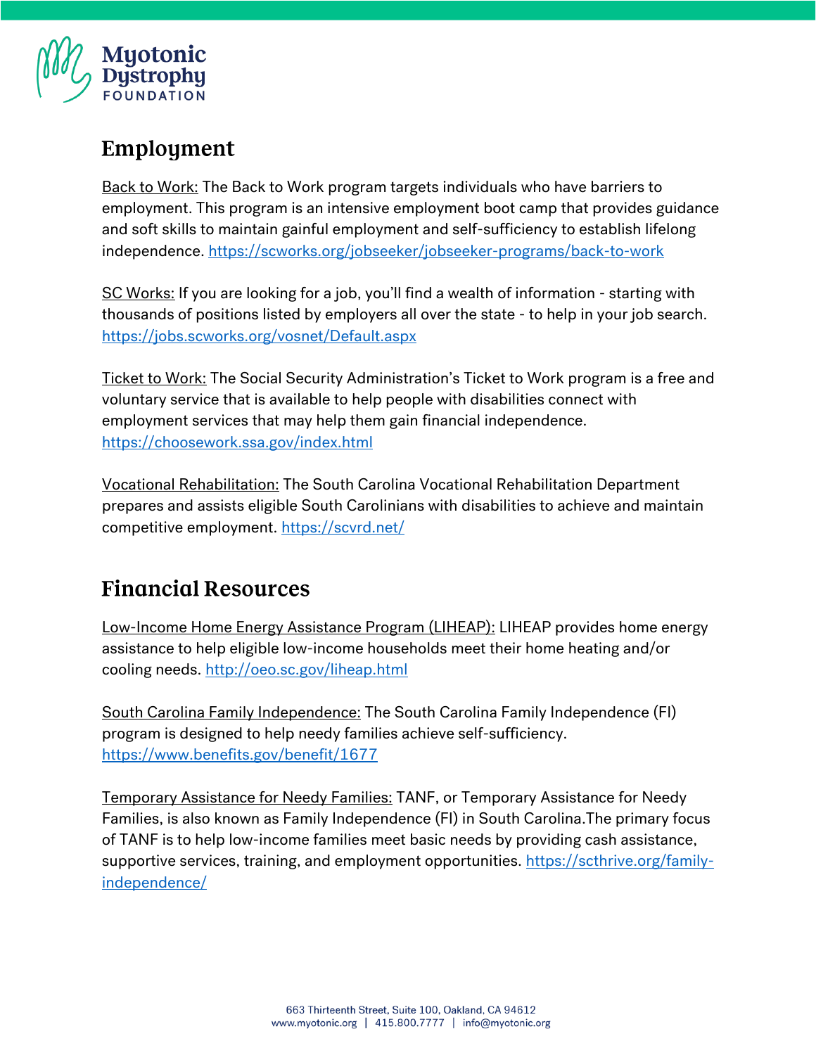## Employment

Back to Work: The Back to Work program targets individuals who have barriers to employment. This program is an intensive employment boot camp that provides guidance and soft skills to maintain gainful employment and self-sufficiency to establish lifelong independence. https://scworks.org/jobseeker/jobseeker-programs/back-to-work

SC Works: If you are looking for a job, you'll find a wealth of information - starting with thousands of positions listed by employers all over the state - to help in your job search. https://jobs.scworks.org/vosnet/Default.aspx

Ticket to Work: The Social Security Administration's Ticket to Work program is a free and voluntary service that is available to help people with disabilities connect with employment services that may help them gain financial independence. https://choosework.ssa.gov/index.html

Vocational Rehabilitation: The South Carolina Vocational Rehabilitation Department prepares and assists eligible South Carolinians with disabilities to achieve and maintain competitive employment. https://scvrd.net/

## Financial Resources

Low-Income Home Energy Assistance Program (LIHEAP): LIHEAP provides home energy assistance to help eligible low-income households meet their home heating and/or cooling needs. http://oeo.sc.gov/liheap.html

South Carolina Family Independence: The South Carolina Family Independence (FI) program is designed to help needy families achieve self-sufficiency. https://www.benefits.gov/benefit/1677

Temporary Assistance for Needy Families: TANF, or Temporary Assistance for Needy Families, is also known as Family Independence (FI) in South Carolina.The primary focus of TANF is to help low-income families meet basic needs by providing cash assistance, supportive services, training, and employment opportunities. https://scthrive.org/family-independence/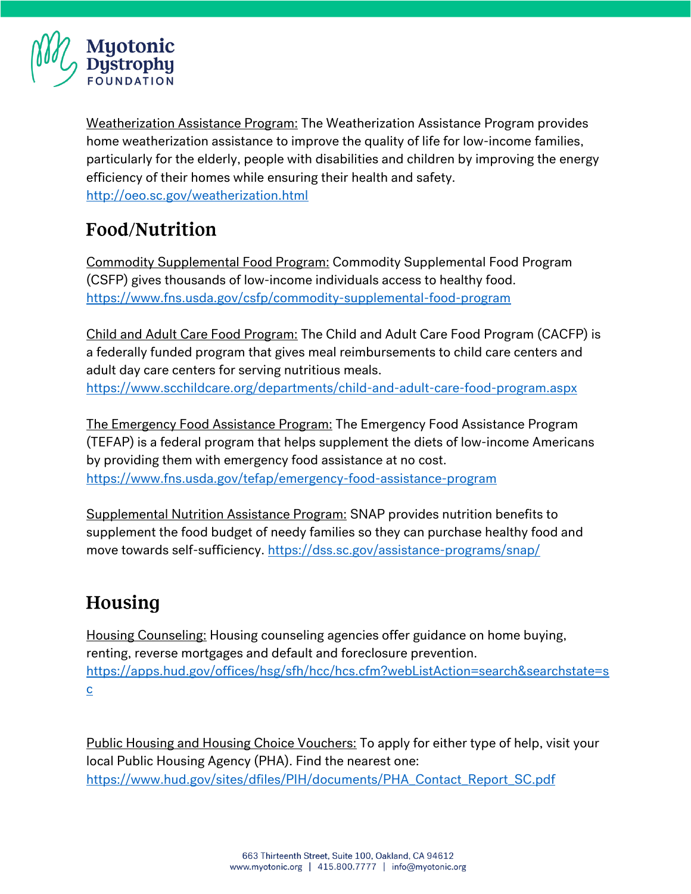Weatherization Assistance Program: The Weatherization Assistance Program provides home weatherization assistance to improve the quality of life for low-income families, particularly for the elderly, people with disabilities and children by improving the energy efficiency of their homes while ensuring their health and safety. http://oeo.sc.gov/weatherization.html

## Food/Nutrition

Commodity Supplemental Food Program: Commodity Supplemental Food Program (CSFP) gives thousands of low-income individuals access to healthy food. https://www.fns.usda.gov/csfp/commodity-supplemental-food-program

Child and Adult Care Food Program: The Child and Adult Care Food Program (CACFP) is a federally funded program that gives meal reimbursements to child care centers and adult day care centers for serving nutritious meals. https://www.scchildcare.org/departments/child-and-adult-care-food-program.aspx

The Emergency Food Assistance Program: The Emergency Food Assistance Program (TEFAP) is a federal program that helps supplement the diets of low-income Americans by providing them with emergency food assistance at no cost. https://www.fns.usda.gov/tefap/emergency-food-assistance-program

Supplemental Nutrition Assistance Program: SNAP provides nutrition benefits to supplement the food budget of needy families so they can purchase healthy food and move towards self-sufficiency. https://dss.sc.gov/assistance-programs/snap/

## Housing

Housing Counseling: Housing counseling agencies offer guidance on home buying, renting, reverse mortgages and default and foreclosure prevention. https://apps.hud.gov/offices/hsg/sfh/hcc/hcs.cfm?webListAction=search&searchstate=sc

Public Housing and Housing Choice Vouchers: To apply for either type of help, visit your local Public Housing Agency (PHA). Find the nearest one: https://www.hud.gov/sites/dfiles/PIH/documents/PHA_Contact_Report_SC.pdf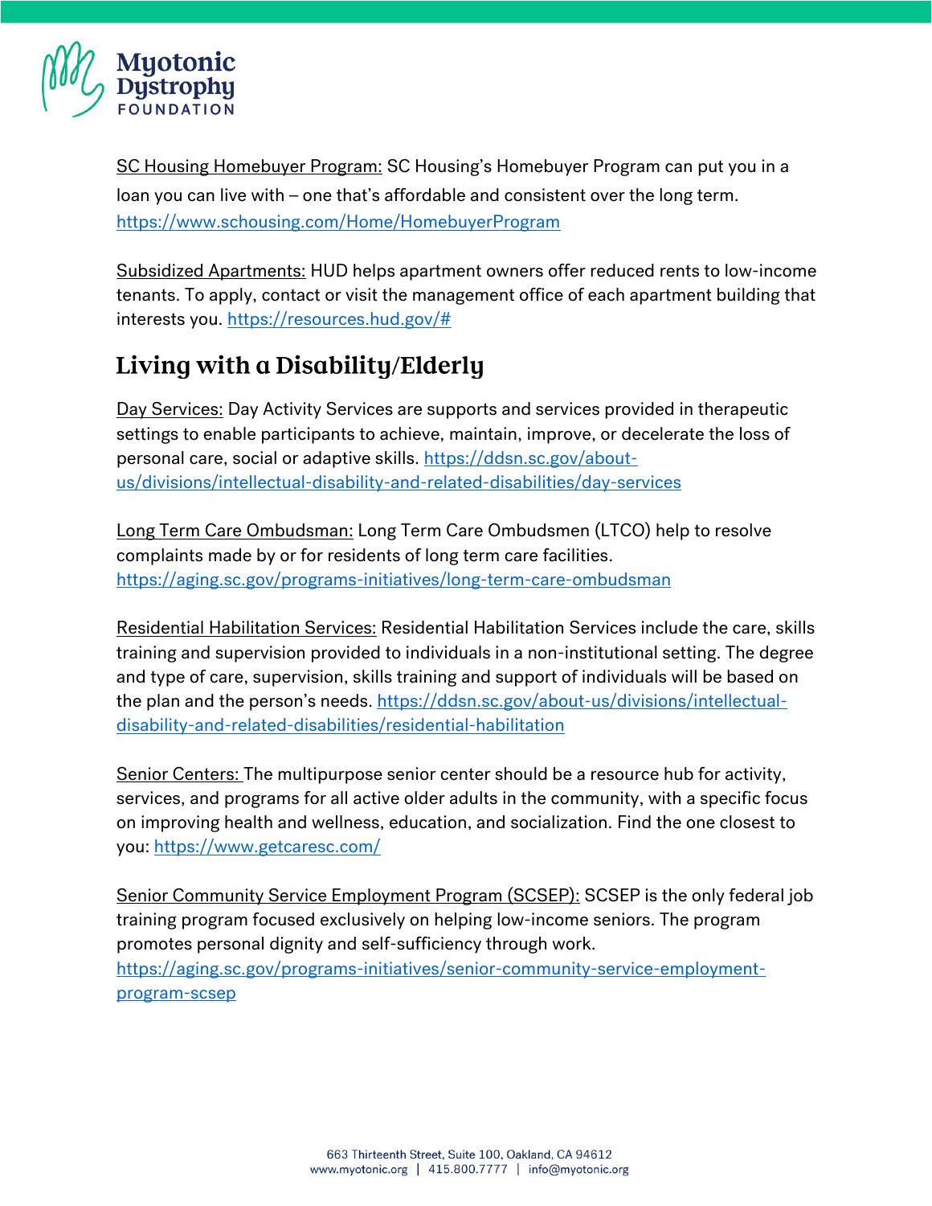SC Housing Homebuyer Program: SC Housing's Homebuyer Program can put you in a loan you can live with – one that's affordable and consistent over the long term. https://www.schousing.com/Home/HomebuyerProgram

Subsidized Apartments: HUD helps apartment owners offer reduced rents to low-income tenants. To apply, contact or visit the management office of each apartment building that interests you. https://resources.hud.gov/#

## Living with a Disability/Elderly

Day Services: Day Activity Services are supports and services provided in therapeutic settings to enable participants to achieve, maintain, improve, or decelerate the loss of personal care, social or adaptive skills. https://ddsn.sc.gov/about-us/divisions/intellectual-disability-and-related-disabilities/day-services

Long Term Care Ombudsman: Long Term Care Ombudsmen (LTCO) help to resolve complaints made by or for residents of long term care facilities. https://aging.sc.gov/programs-initiatives/long-term-care-ombudsman

Residential Habilitation Services: Residential Habilitation Services include the care, skills training and supervision provided to individuals in a non-institutional setting. The degree and type of care, supervision, skills training and support of individuals will be based on the plan and the person's needs. https://ddsn.sc.gov/about-us/divisions/intellectual-disability-and-related-disabilities/residential-habilitation

Senior Centers: The multipurpose senior center should be a resource hub for activity, services, and programs for all active older adults in the community, with a specific focus on improving health and wellness, education, and socialization. Find the one closest to you: https://www.getcaresc.com/

Senior Community Service Employment Program (SCSEP): SCSEP is the only federal job training program focused exclusively on helping low-income seniors. The program promotes personal dignity and self-sufficiency through work. https://aging.sc.gov/programs-initiatives/senior-community-service-employment-program-scsep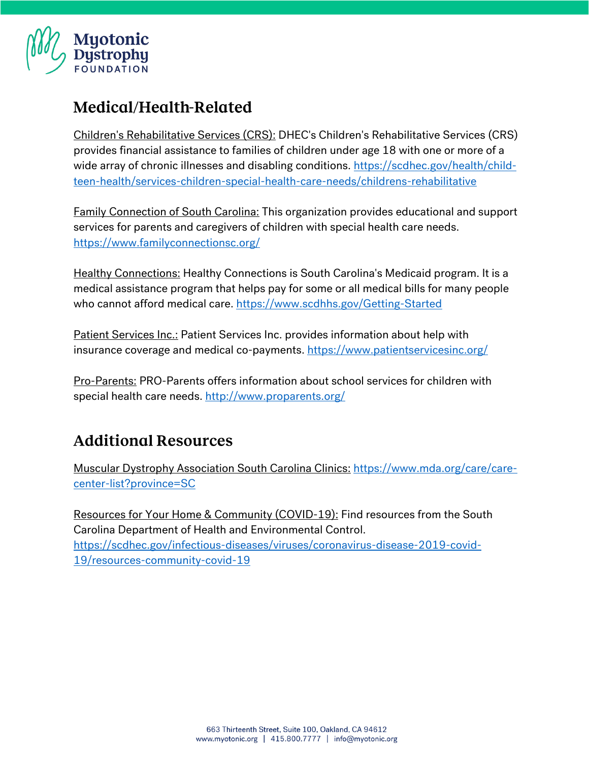## Medical/Health-Related

Children's Rehabilitative Services (CRS): DHEC's Children's Rehabilitative Services (CRS) provides financial assistance to families of children under age 18 with one or more of a wide array of chronic illnesses and disabling conditions. https://scdhec.gov/health/child-teen-health/services-children-special-health-care-needs/childrens-rehabilitative

Family Connection of South Carolina: This organization provides educational and support services for parents and caregivers of children with special health care needs. https://www.familyconnectionsc.org/

Healthy Connections: Healthy Connections is South Carolina's Medicaid program. It is a medical assistance program that helps pay for some or all medical bills for many people who cannot afford medical care. https://www.scdhhs.gov/Getting-Started

Patient Services Inc.: Patient Services Inc. provides information about help with insurance coverage and medical co-payments. https://www.patientservicesinc.org/

Pro-Parents: PRO-Parents offers information about school services for children with special health care needs. http://www.proparents.org/

## Additional Resources

Muscular Dystrophy Association South Carolina Clinics: https://www.mda.org/care/care-center-list?province=SC

Resources for Your Home & Community (COVID-19): Find resources from the South Carolina Department of Health and Environmental Control. https://scdhec.gov/infectious-diseases/viruses/coronavirus-disease-2019-covid-19/resources-community-covid-19